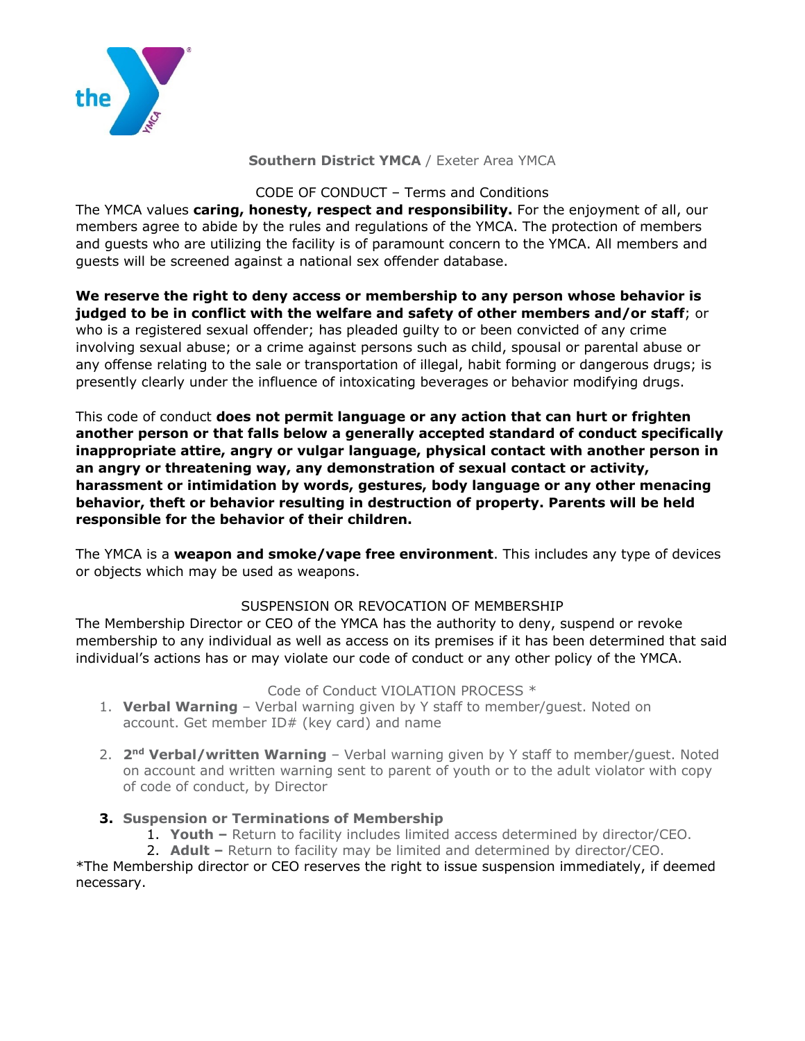**Southern District YMCA** / Exeter Area YMCA

CODE OF CONDUCT – Terms and Conditions

The YMCA values **caring, honesty, respect and responsibility.** For the enjoyment of all, our members agree to abide by the rules and regulations of the YMCA. The protection of members and guests who are utilizing the facility is of paramount concern to the YMCA. All members and guests will be screened against a national sex offender database.

**We reserve the right to deny access or membership to any person whose behavior is judged to be in conflict with the welfare and safety of other members and/or staff**; or who is a registered sexual offender; has pleaded guilty to or been convicted of any crime involving sexual abuse; or a crime against persons such as child, spousal or parental abuse or any offense relating to the sale or transportation of illegal, habit forming or dangerous drugs; is presently clearly under the influence of intoxicating beverages or behavior modifying drugs.

This code of conduct **does not permit language or any action that can hurt or frighten another person or that falls below a generally accepted standard of conduct specifically inappropriate attire, angry or vulgar language, physical contact with another person in an angry or threatening way, any demonstration of sexual contact or activity, harassment or intimidation by words, gestures, body language or any other menacing behavior, theft or behavior resulting in destruction of property. Parents will be held responsible for the behavior of their children.**

The YMCA is a **weapon and smoke/vape free environment**. This includes any type of devices or objects which may be used as weapons.

SUSPENSION OR REVOCATION OF MEMBERSHIP

The Membership Director or CEO of the YMCA has the authority to deny, suspend or revoke membership to any individual as well as access on its premises if it has been determined that said individual's actions has or may violate our code of conduct or any other policy of the YMCA.

Code of Conduct VIOLATION PROCESS *

1. **Verbal Warning** – Verbal warning given by Y staff to member/guest. Noted on account. Get member ID# (key card) and name
2. **2nd Verbal/written Warning** – Verbal warning given by Y staff to member/guest. Noted on account and written warning sent to parent of youth or to the adult violator with copy of code of conduct, by Director
3. **Suspension or Terminations of Membership**
   1. **Youth –** Return to facility includes limited access determined by director/CEO.
   2. **Adult –** Return to facility may be limited and determined by director/CEO.

*The Membership director or CEO reserves the right to issue suspension immediately, if deemed necessary.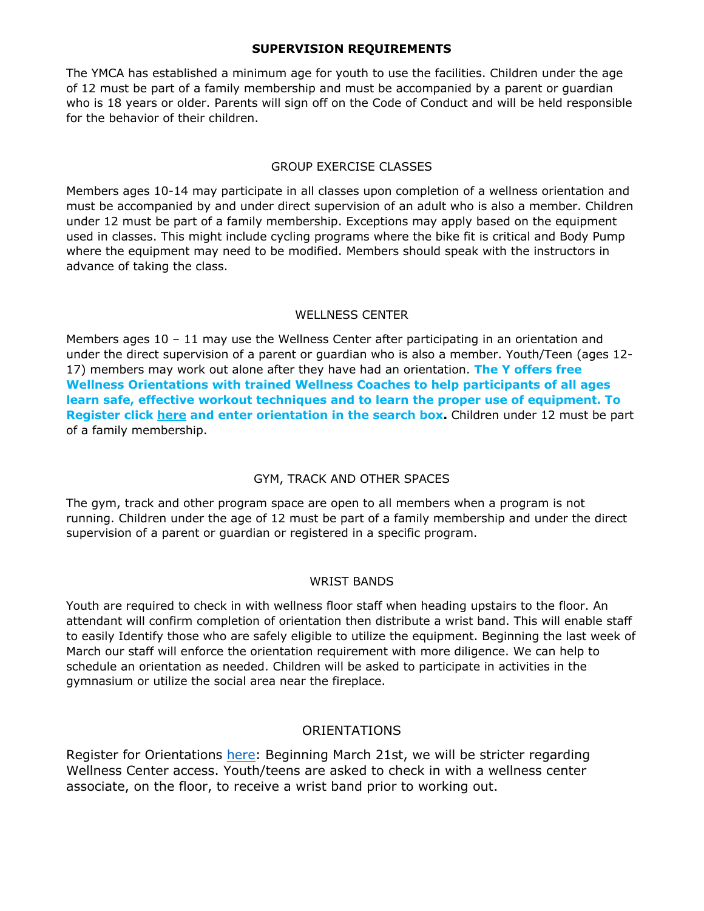## SUPERVISION REQUIREMENTS

The YMCA has established a minimum age for youth to use the facilities. Children under the age of 12 must be part of a family membership and must be accompanied by a parent or guardian who is 18 years or older. Parents will sign off on the Code of Conduct and will be held responsible for the behavior of their children.

### GROUP EXERCISE CLASSES

Members ages 10-14 may participate in all classes upon completion of a wellness orientation and must be accompanied by and under direct supervision of an adult who is also a member. Children under 12 must be part of a family membership. Exceptions may apply based on the equipment used in classes. This might include cycling programs where the bike fit is critical and Body Pump where the equipment may need to be modified. Members should speak with the instructors in advance of taking the class.

### WELLNESS CENTER

Members ages 10 – 11 may use the Wellness Center after participating in an orientation and under the direct supervision of a parent or guardian who is also a member. Youth/Teen (ages 12-17) members may work out alone after they have had an orientation. **The Y offers free Wellness Orientations with trained Wellness Coaches to help participants of all ages learn safe, effective workout techniques and to learn the proper use of equipment. To Register click here and enter orientation in the search box.** Children under 12 must be part of a family membership.

### GYM, TRACK AND OTHER SPACES

The gym, track and other program space are open to all members when a program is not running. Children under the age of 12 must be part of a family membership and under the direct supervision of a parent or guardian or registered in a specific program.

### WRIST BANDS

Youth are required to check in with wellness floor staff when heading upstairs to the floor. An attendant will confirm completion of orientation then distribute a wrist band. This will enable staff to easily Identify those who are safely eligible to utilize the equipment. Beginning the last week of March our staff will enforce the orientation requirement with more diligence. We can help to schedule an orientation as needed. Children will be asked to participate in activities in the gymnasium or utilize the social area near the fireplace.

### ORIENTATIONS

Register for Orientations here: Beginning March 21st, we will be stricter regarding Wellness Center access. Youth/teens are asked to check in with a wellness center associate, on the floor, to receive a wrist band prior to working out.